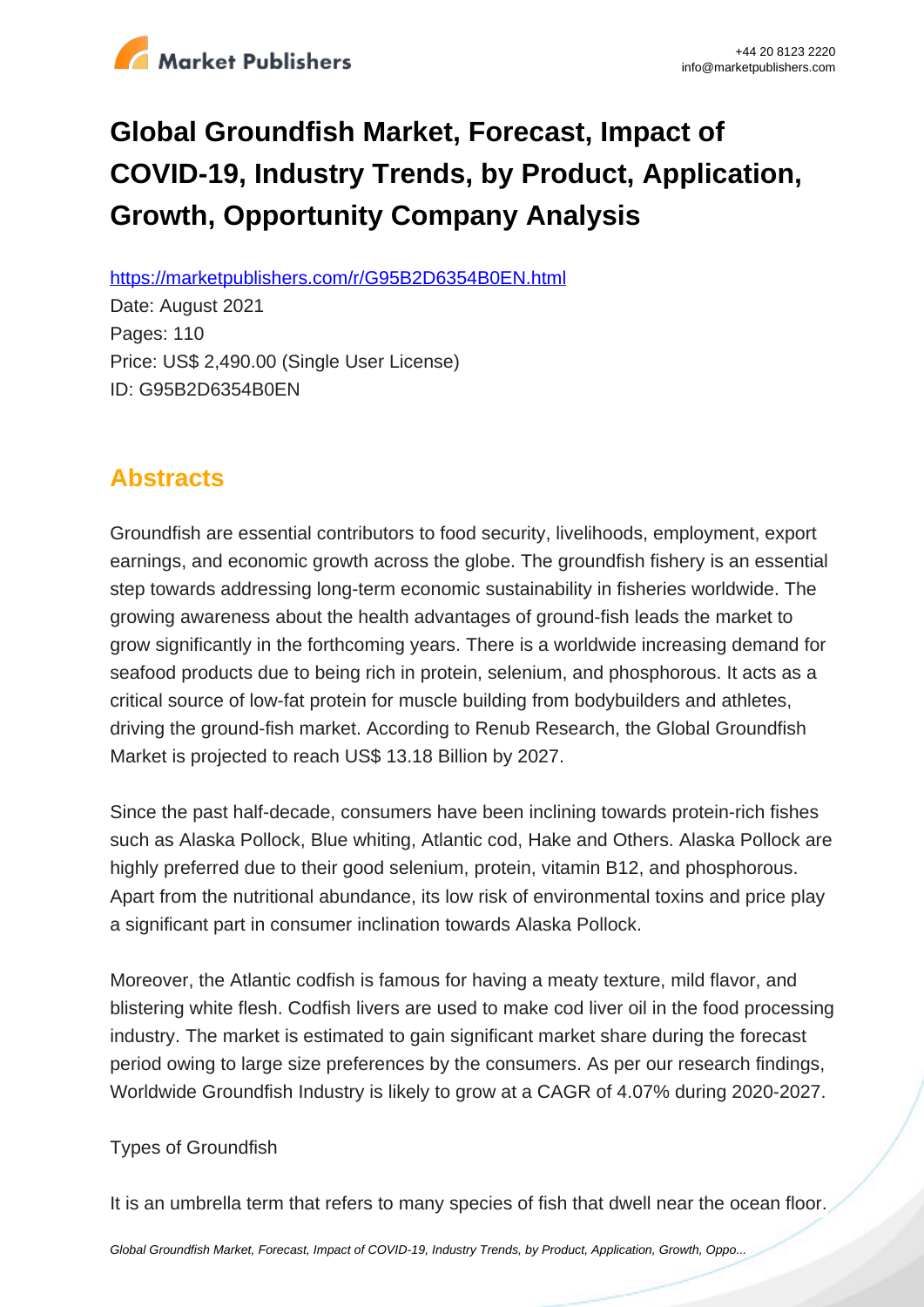# Global Groundfish Market, Forecast, Impact of COVID-19, Industry Trends, by Product, Application, Growth, Opportunity Company Analysis

https://marketpublishers.com/r/G95B2D6354B0EN.html

Date: August 2021

Pages: 110

Price: US$ 2,490.00 (Single User License)

ID: G95B2D6354B0EN

## Abstracts

Groundfish are essential contributors to food security, livelihoods, employment, export earnings, and economic growth across the globe. The groundfish fishery is an essential step towards addressing long-term economic sustainability in fisheries worldwide. The growing awareness about the health advantages of ground-fish leads the market to grow significantly in the forthcoming years. There is a worldwide increasing demand for seafood products due to being rich in protein, selenium, and phosphorous. It acts as a critical source of low-fat protein for muscle building from bodybuilders and athletes, driving the ground-fish market. According to Renub Research, the Global Groundfish Market is projected to reach US$ 13.18 Billion by 2027.

Since the past half-decade, consumers have been inclining towards protein-rich fishes such as Alaska Pollock, Blue whiting, Atlantic cod, Hake and Others. Alaska Pollock are highly preferred due to their good selenium, protein, vitamin B12, and phosphorous. Apart from the nutritional abundance, its low risk of environmental toxins and price play a significant part in consumer inclination towards Alaska Pollock.

Moreover, the Atlantic codfish is famous for having a meaty texture, mild flavor, and blistering white flesh. Codfish livers are used to make cod liver oil in the food processing industry. The market is estimated to gain significant market share during the forecast period owing to large size preferences by the consumers. As per our research findings, Worldwide Groundfish Industry is likely to grow at a CAGR of 4.07% during 2020-2027.

Types of Groundfish

It is an umbrella term that refers to many species of fish that dwell near the ocean floor.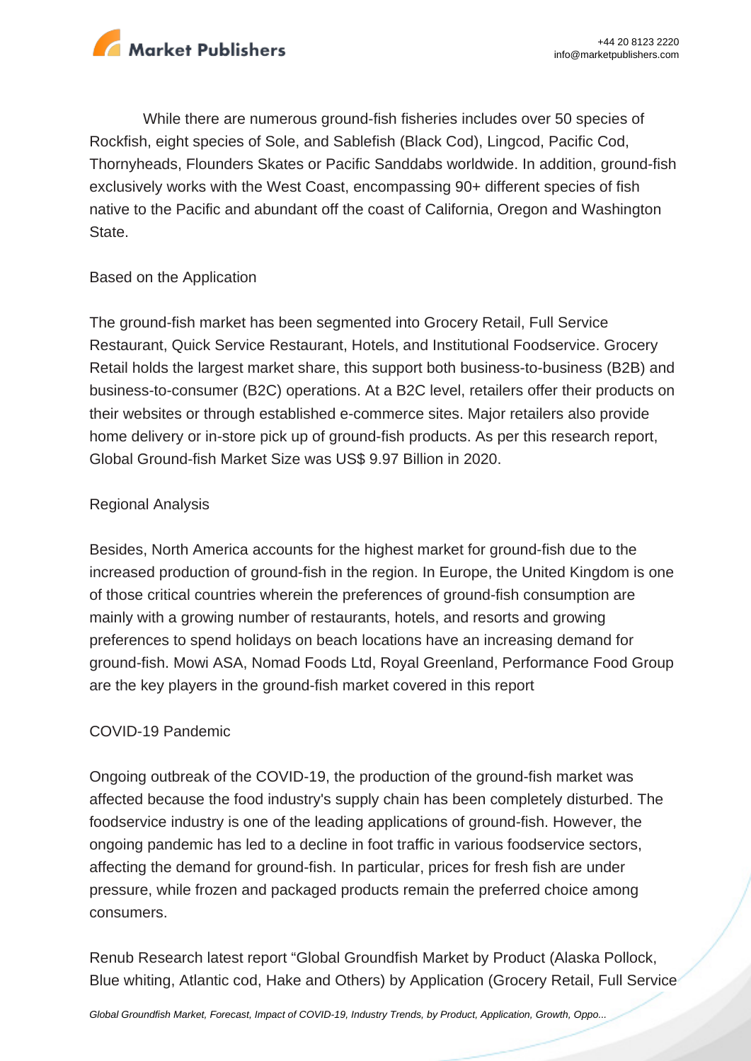While there are numerous ground-fish fisheries includes over 50 species of Rockfish, eight species of Sole, and Sablefish (Black Cod), Lingcod, Pacific Cod, Thornyheads, Flounders Skates or Pacific Sanddabs worldwide. In addition, ground-fish exclusively works with the West Coast, encompassing 90+ different species of fish native to the Pacific and abundant off the coast of California, Oregon and Washington State.

Based on the Application

The ground-fish market has been segmented into Grocery Retail, Full Service Restaurant, Quick Service Restaurant, Hotels, and Institutional Foodservice. Grocery Retail holds the largest market share, this support both business-to-business (B2B) and business-to-consumer (B2C) operations. At a B2C level, retailers offer their products on their websites or through established e-commerce sites. Major retailers also provide home delivery or in-store pick up of ground-fish products. As per this research report, Global Ground-fish Market Size was US$ 9.97 Billion in 2020.

Regional Analysis

Besides, North America accounts for the highest market for ground-fish due to the increased production of ground-fish in the region. In Europe, the United Kingdom is one of those critical countries wherein the preferences of ground-fish consumption are mainly with a growing number of restaurants, hotels, and resorts and growing preferences to spend holidays on beach locations have an increasing demand for ground-fish. Mowi ASA, Nomad Foods Ltd, Royal Greenland, Performance Food Group are the key players in the ground-fish market covered in this report

COVID-19 Pandemic

Ongoing outbreak of the COVID-19, the production of the ground-fish market was affected because the food industry's supply chain has been completely disturbed. The foodservice industry is one of the leading applications of ground-fish. However, the ongoing pandemic has led to a decline in foot traffic in various foodservice sectors, affecting the demand for ground-fish. In particular, prices for fresh fish are under pressure, while frozen and packaged products remain the preferred choice among consumers.

Renub Research latest report "Global Groundfish Market by Product (Alaska Pollock, Blue whiting, Atlantic cod, Hake and Others) by Application (Grocery Retail, Full Service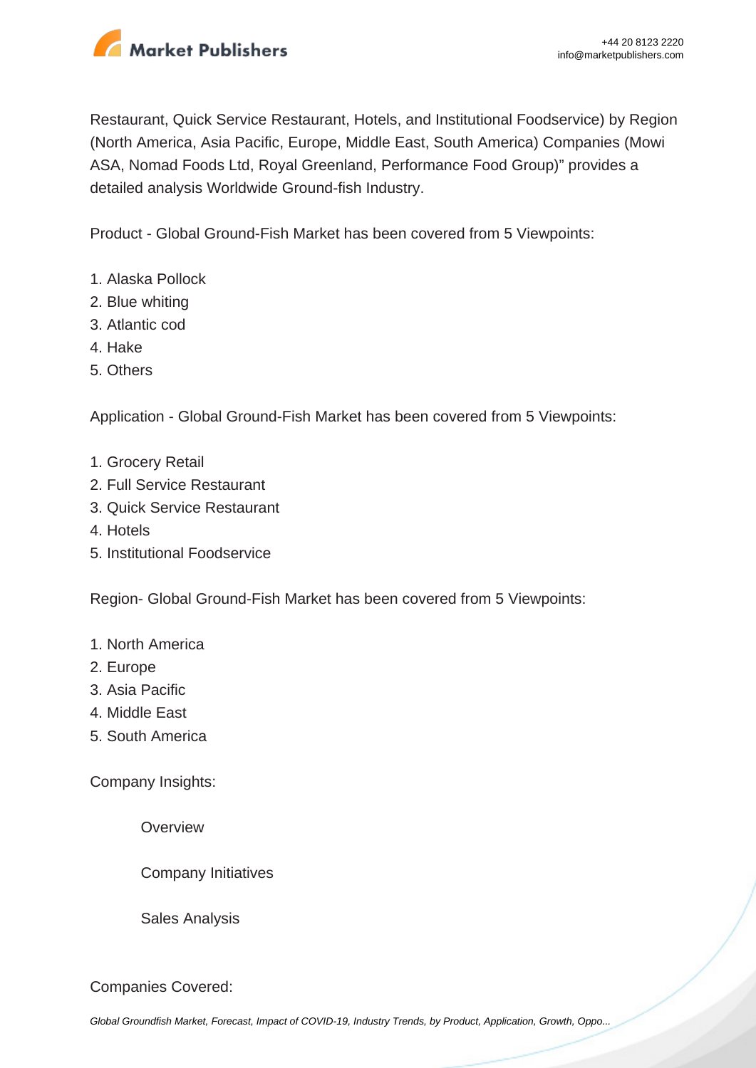Restaurant, Quick Service Restaurant, Hotels, and Institutional Foodservice) by Region (North America, Asia Pacific, Europe, Middle East, South America) Companies (Mowi ASA, Nomad Foods Ltd, Royal Greenland, Performance Food Group)" provides a detailed analysis Worldwide Ground-fish Industry.

Product - Global Ground-Fish Market has been covered from 5 Viewpoints:

1. Alaska Pollock
2. Blue whiting
3. Atlantic cod
4. Hake
5. Others

Application - Global Ground-Fish Market has been covered from 5 Viewpoints:

1. Grocery Retail
2. Full Service Restaurant
3. Quick Service Restaurant
4. Hotels
5. Institutional Foodservice

Region- Global Ground-Fish Market has been covered from 5 Viewpoints:

1. North America
2. Europe
3. Asia Pacific
4. Middle East
5. South America

Company Insights:

Overview

Company Initiatives

Sales Analysis

Companies Covered: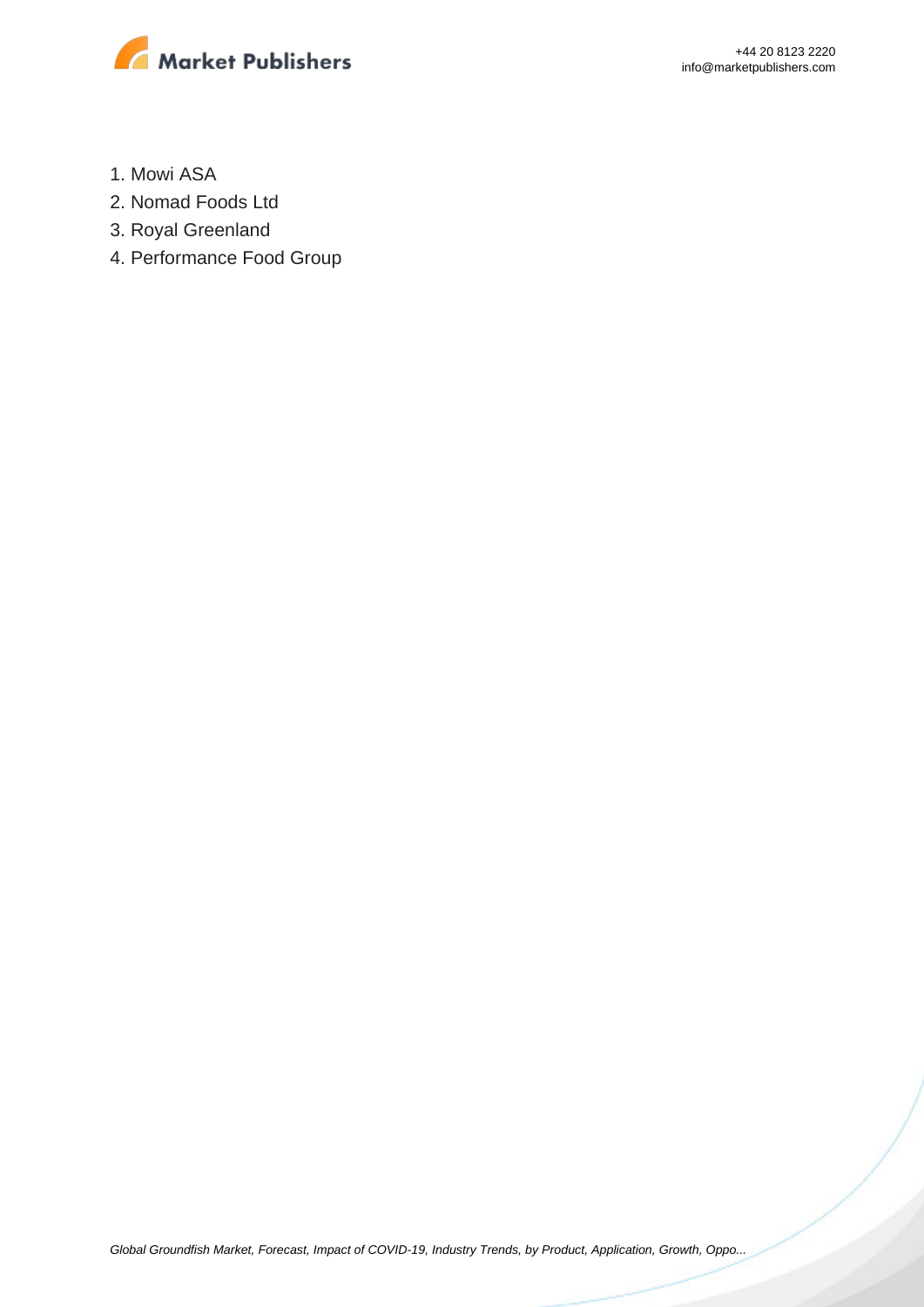1. Mowi ASA
2. Nomad Foods Ltd
3. Royal Greenland
4. Performance Food Group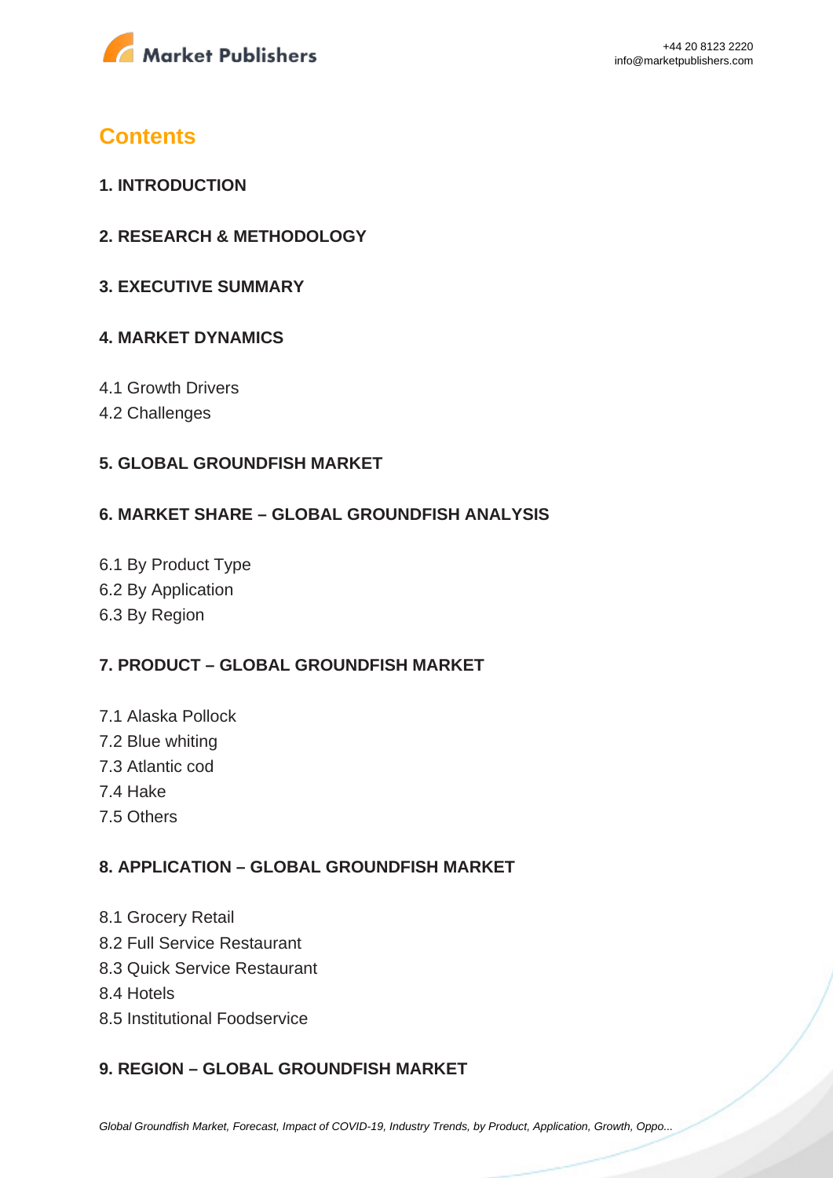# Contents

## 1. INTRODUCTION

## 2. RESEARCH & METHODOLOGY

## 3. EXECUTIVE SUMMARY

## 4. MARKET DYNAMICS

4.1 Growth Drivers
4.2 Challenges

## 5. GLOBAL GROUNDFISH MARKET

## 6. MARKET SHARE – GLOBAL GROUNDFISH ANALYSIS

6.1 By Product Type
6.2 By Application
6.3 By Region

## 7. PRODUCT – GLOBAL GROUNDFISH MARKET

7.1 Alaska Pollock
7.2 Blue whiting
7.3 Atlantic cod
7.4 Hake
7.5 Others

## 8. APPLICATION – GLOBAL GROUNDFISH MARKET

8.1 Grocery Retail
8.2 Full Service Restaurant
8.3 Quick Service Restaurant
8.4 Hotels
8.5 Institutional Foodservice

## 9. REGION – GLOBAL GROUNDFISH MARKET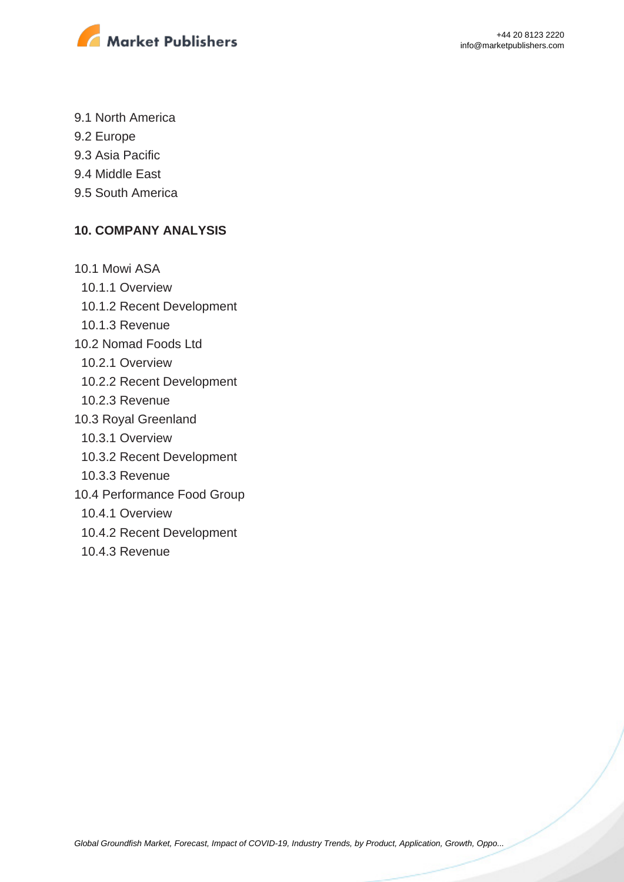9.1 North America

9.2 Europe

9.3 Asia Pacific

9.4 Middle East

9.5 South America

## 10. COMPANY ANALYSIS

10.1 Mowi ASA

- 10.1.1 Overview
- 10.1.2 Recent Development
- 10.1.3 Revenue

10.2 Nomad Foods Ltd

- 10.2.1 Overview
- 10.2.2 Recent Development
- 10.2.3 Revenue

10.3 Royal Greenland

- 10.3.1 Overview
- 10.3.2 Recent Development
- 10.3.3 Revenue

10.4 Performance Food Group

- 10.4.1 Overview
- 10.4.2 Recent Development
- 10.4.3 Revenue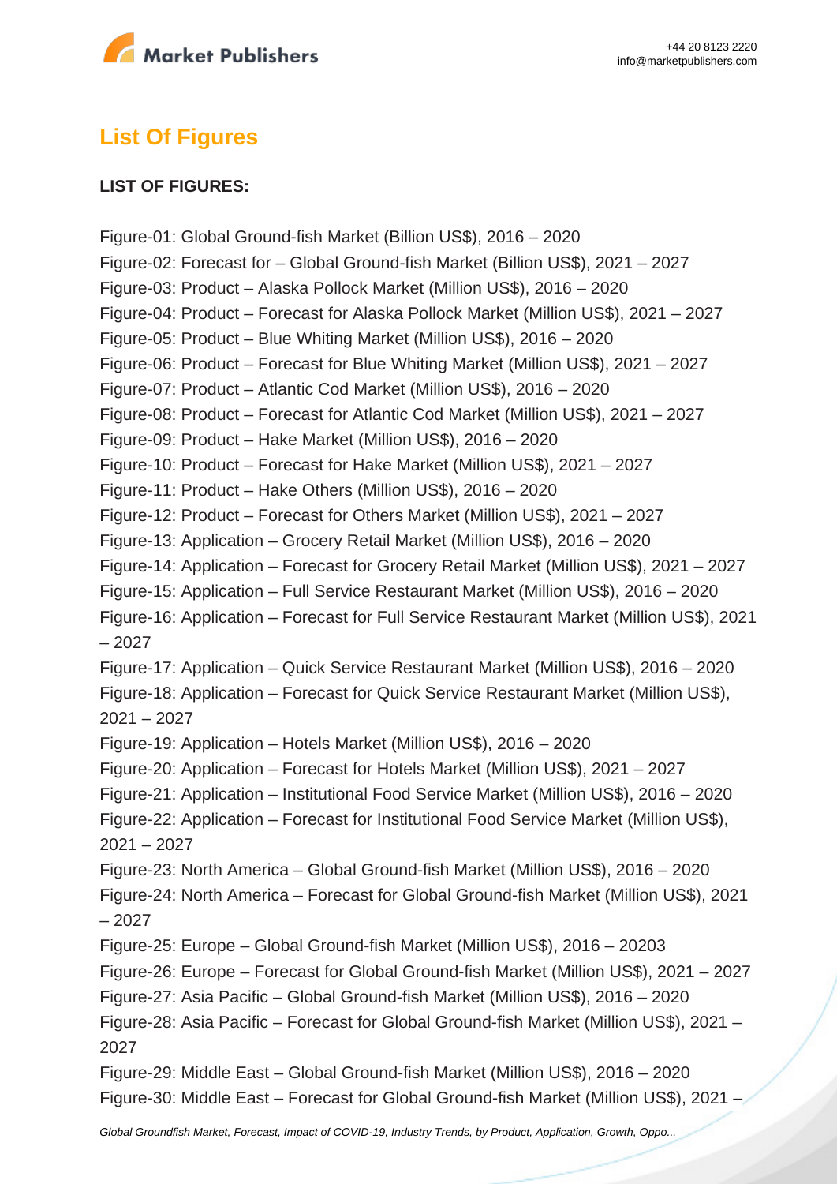## List Of Figures

**LIST OF FIGURES:**

Figure-01: Global Ground-fish Market (Billion US$), 2016 – 2020
Figure-02: Forecast for – Global Ground-fish Market (Billion US$), 2021 – 2027
Figure-03: Product – Alaska Pollock Market (Million US$), 2016 – 2020
Figure-04: Product – Forecast for Alaska Pollock Market (Million US$), 2021 – 2027
Figure-05: Product – Blue Whiting Market (Million US$), 2016 – 2020
Figure-06: Product – Forecast for Blue Whiting Market (Million US$), 2021 – 2027
Figure-07: Product – Atlantic Cod Market (Million US$), 2016 – 2020
Figure-08: Product – Forecast for Atlantic Cod Market (Million US$), 2021 – 2027
Figure-09: Product – Hake Market (Million US$), 2016 – 2020
Figure-10: Product – Forecast for Hake Market (Million US$), 2021 – 2027
Figure-11: Product – Hake Others (Million US$), 2016 – 2020
Figure-12: Product – Forecast for Others Market (Million US$), 2021 – 2027
Figure-13: Application – Grocery Retail Market (Million US$), 2016 – 2020
Figure-14: Application – Forecast for Grocery Retail Market (Million US$), 2021 – 2027
Figure-15: Application – Full Service Restaurant Market (Million US$), 2016 – 2020
Figure-16: Application – Forecast for Full Service Restaurant Market (Million US$), 2021 – 2027
Figure-17: Application – Quick Service Restaurant Market (Million US$), 2016 – 2020
Figure-18: Application – Forecast for Quick Service Restaurant Market (Million US$), 2021 – 2027
Figure-19: Application – Hotels Market (Million US$), 2016 – 2020
Figure-20: Application – Forecast for Hotels Market (Million US$), 2021 – 2027
Figure-21: Application – Institutional Food Service Market (Million US$), 2016 – 2020
Figure-22: Application – Forecast for Institutional Food Service Market (Million US$), 2021 – 2027
Figure-23: North America – Global Ground-fish Market (Million US$), 2016 – 2020
Figure-24: North America – Forecast for Global Ground-fish Market (Million US$), 2021 – 2027
Figure-25: Europe – Global Ground-fish Market (Million US$), 2016 – 20203
Figure-26: Europe – Forecast for Global Ground-fish Market (Million US$), 2021 – 2027
Figure-27: Asia Pacific – Global Ground-fish Market (Million US$), 2016 – 2020
Figure-28: Asia Pacific – Forecast for Global Ground-fish Market (Million US$), 2021 – 2027
Figure-29: Middle East – Global Ground-fish Market (Million US$), 2016 – 2020
Figure-30: Middle East – Forecast for Global Ground-fish Market (Million US$), 2021 –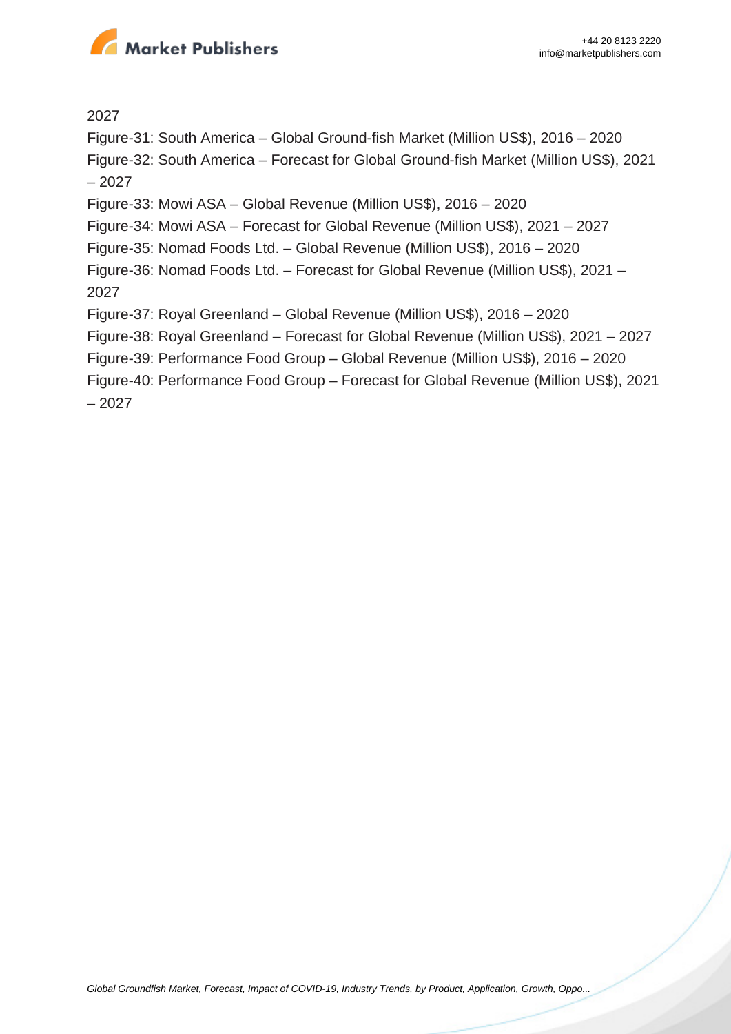2027

Figure-31: South America – Global Ground-fish Market (Million US$), 2016 – 2020

Figure-32: South America – Forecast for Global Ground-fish Market (Million US$), 2021 – 2027

Figure-33: Mowi ASA – Global Revenue (Million US$), 2016 – 2020

Figure-34: Mowi ASA – Forecast for Global Revenue (Million US$), 2021 – 2027

Figure-35: Nomad Foods Ltd. – Global Revenue (Million US$), 2016 – 2020

Figure-36: Nomad Foods Ltd. – Forecast for Global Revenue (Million US$), 2021 – 2027

Figure-37: Royal Greenland – Global Revenue (Million US$), 2016 – 2020

Figure-38: Royal Greenland – Forecast for Global Revenue (Million US$), 2021 – 2027

Figure-39: Performance Food Group – Global Revenue (Million US$), 2016 – 2020

Figure-40: Performance Food Group – Forecast for Global Revenue (Million US$), 2021 – 2027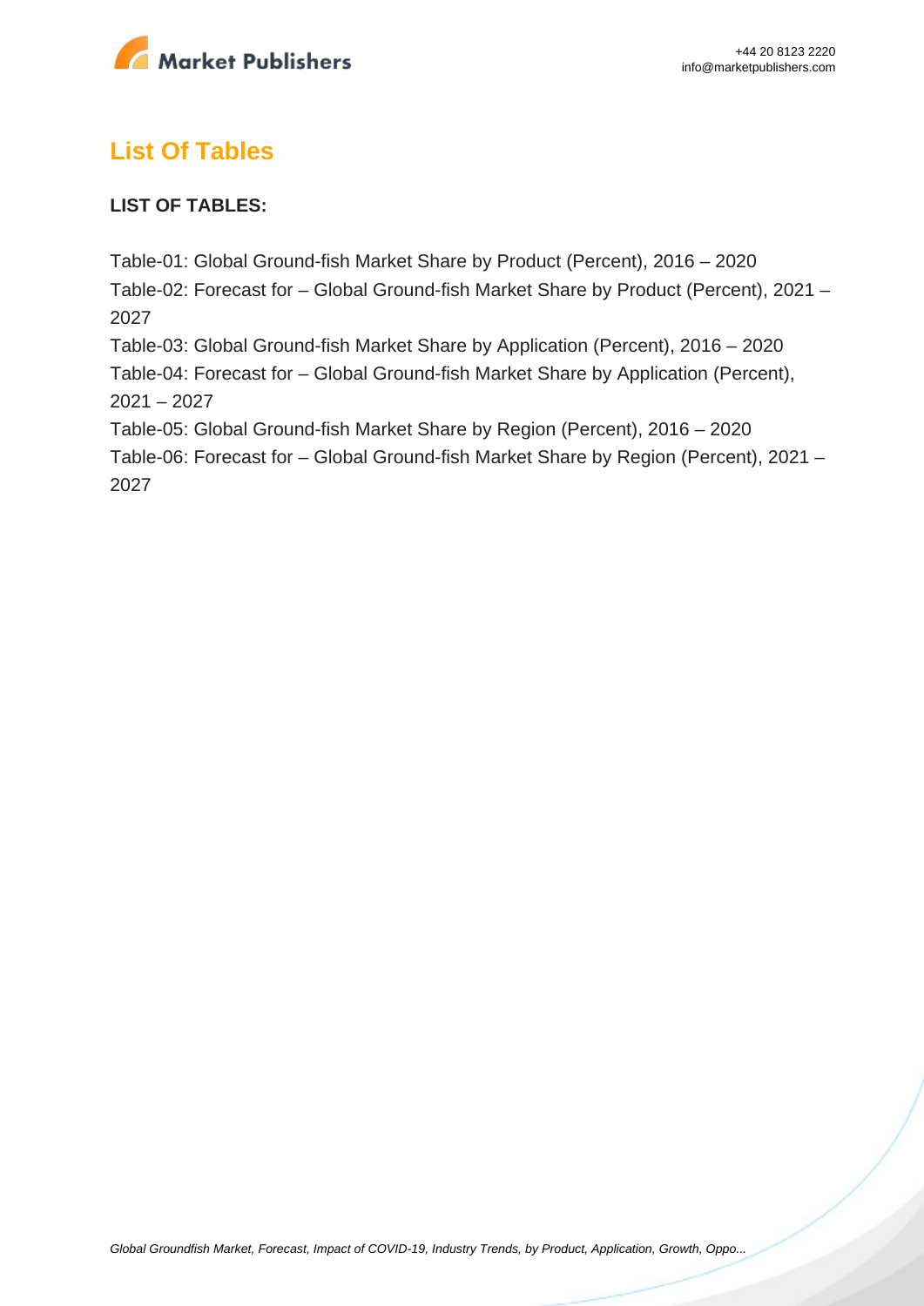## List Of Tables

**LIST OF TABLES:**

Table-01: Global Ground-fish Market Share by Product (Percent), 2016 – 2020
Table-02: Forecast for – Global Ground-fish Market Share by Product (Percent), 2021 – 2027
Table-03: Global Ground-fish Market Share by Application (Percent), 2016 – 2020
Table-04: Forecast for – Global Ground-fish Market Share by Application (Percent), 2021 – 2027
Table-05: Global Ground-fish Market Share by Region (Percent), 2016 – 2020
Table-06: Forecast for – Global Ground-fish Market Share by Region (Percent), 2021 – 2027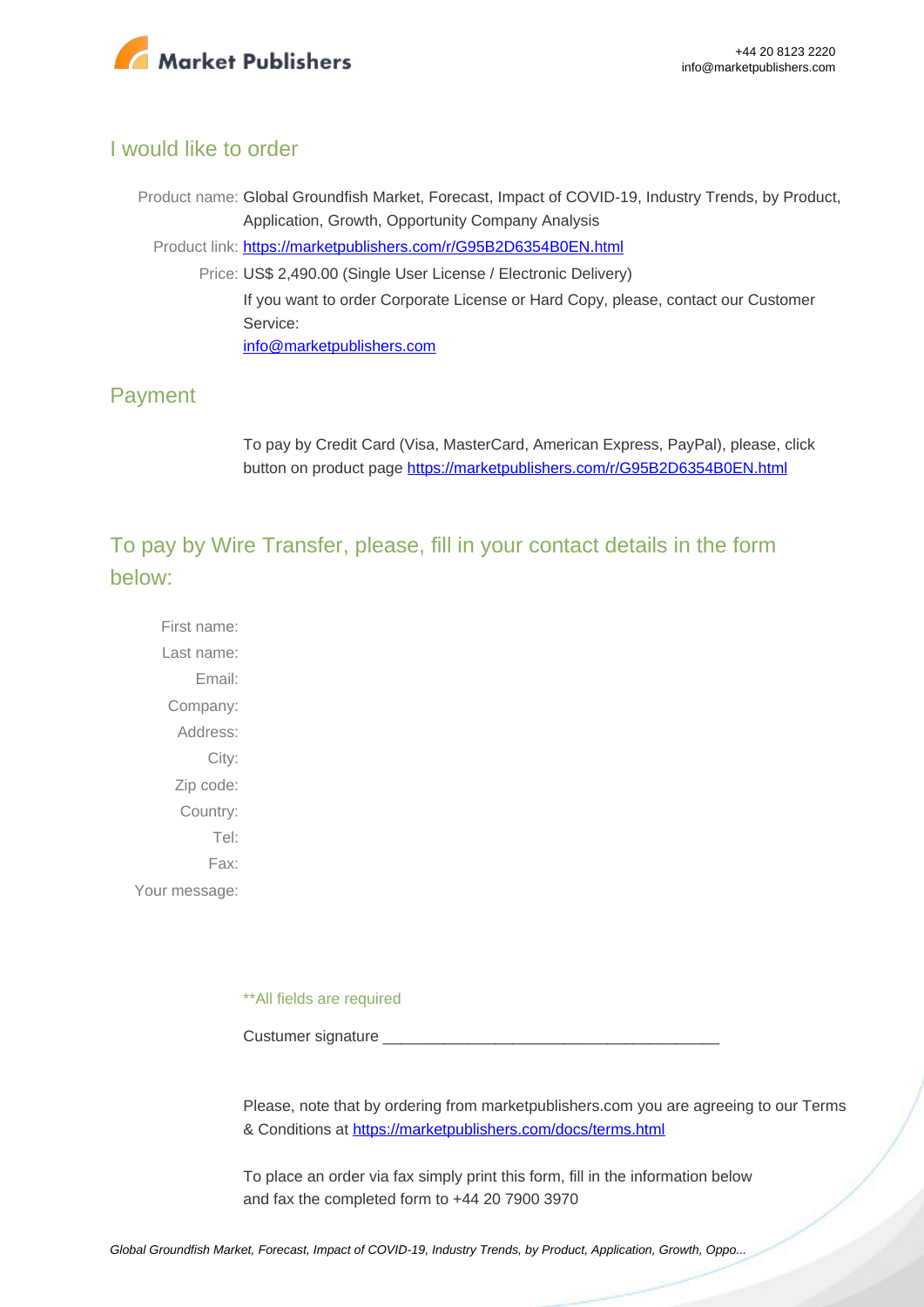## I would like to order

Product name: Global Groundfish Market, Forecast, Impact of COVID-19, Industry Trends, by Product, Application, Growth, Opportunity Company Analysis

Product link: https://marketpublishers.com/r/G95B2D6354B0EN.html

Price: US$ 2,490.00 (Single User License / Electronic Delivery)

If you want to order Corporate License or Hard Copy, please, contact our Customer Service:

info@marketpublishers.com

## Payment

To pay by Credit Card (Visa, MasterCard, American Express, PayPal), please, click button on product page https://marketpublishers.com/r/G95B2D6354B0EN.html

## To pay by Wire Transfer, please, fill in your contact details in the form below:

First name:

Last name:

Email:

Company:

Address:

City:

Zip code:

Country:

Tel:

Fax:

Your message:

**All fields are required

Custumer signature _______________________________________

Please, note that by ordering from marketpublishers.com you are agreeing to our Terms & Conditions at https://marketpublishers.com/docs/terms.html

To place an order via fax simply print this form, fill in the information below and fax the completed form to +44 20 7900 3970